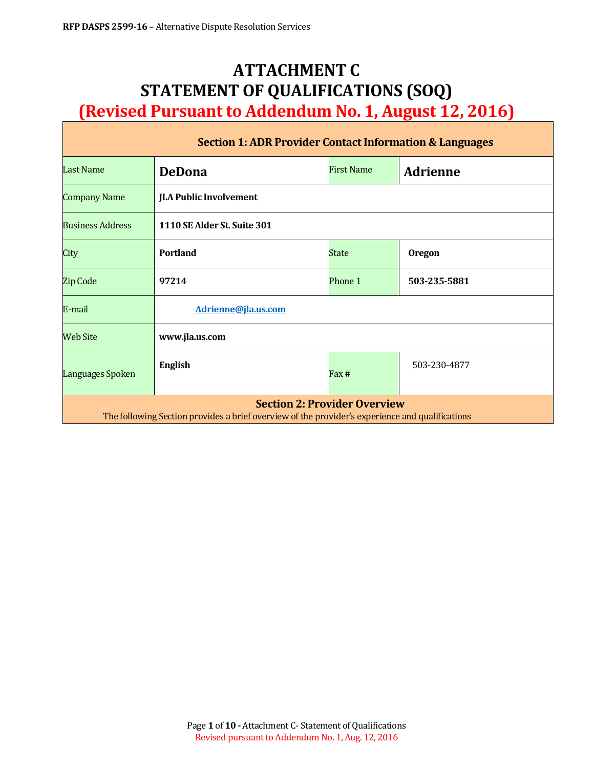# ATTACHMENT C
# STATEMENT OF QUALIFICATIONS (SOQ)
## (Revised Pursuant to Addendum No. 1, August 12, 2016)

| Section 1: ADR Provider Contact Information & Languages | | | |
|---|---|---|---|
| Last Name | **DeDona** | First Name | **Adrienne** |
| Company Name | **JLA Public Involvement** | | |
| Business Address | **1110 SE Alder St. Suite 301** | | |
| City | **Portland** | State | **Oregon** |
| Zip Code | **97214** | Phone 1 | **503-235-5881** |
| E-mail | **Adrienne@jla.us.com** | | |
| Web Site | **www.jla.us.com** | | |
| Languages Spoken | **English** | Fax # | 503-230-4877 |

**Section 2: Provider Overview**

The following Section provides a brief overview of the provider's experience and qualifications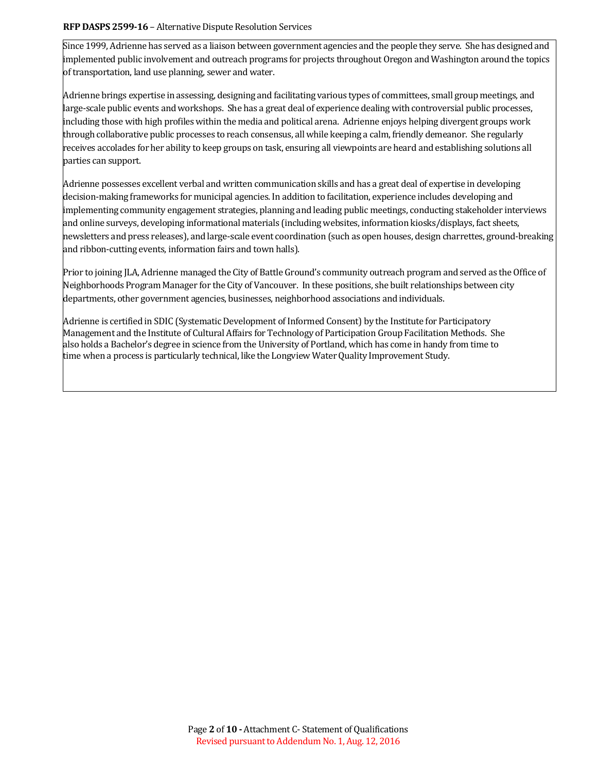Since 1999, Adrienne has served as a liaison between government agencies and the people they serve. She has designed and implemented public involvement and outreach programs for projects throughout Oregon and Washington around the topics of transportation, land use planning, sewer and water.

Adrienne brings expertise in assessing, designing and facilitating various types of committees, small group meetings, and large-scale public events and workshops. She has a great deal of experience dealing with controversial public processes, including those with high profiles within the media and political arena. Adrienne enjoys helping divergent groups work through collaborative public processes to reach consensus, all while keeping a calm, friendly demeanor. She regularly receives accolades for her ability to keep groups on task, ensuring all viewpoints are heard and establishing solutions all parties can support.

Adrienne possesses excellent verbal and written communication skills and has a great deal of expertise in developing decision-making frameworks for municipal agencies. In addition to facilitation, experience includes developing and implementing community engagement strategies, planning and leading public meetings, conducting stakeholder interviews and online surveys, developing informational materials (including websites, information kiosks/displays, fact sheets, newsletters and press releases), and large-scale event coordination (such as open houses, design charrettes, ground-breaking and ribbon-cutting events, information fairs and town halls).

Prior to joining JLA, Adrienne managed the City of Battle Ground's community outreach program and served as the Office of Neighborhoods Program Manager for the City of Vancouver. In these positions, she built relationships between city departments, other government agencies, businesses, neighborhood associations and individuals.

Adrienne is certified in SDIC (Systematic Development of Informed Consent) by the Institute for Participatory Management and the Institute of Cultural Affairs for Technology of Participation Group Facilitation Methods. She also holds a Bachelor's degree in science from the University of Portland, which has come in handy from time to time when a process is particularly technical, like the Longview Water Quality Improvement Study.

Revised pursuant to Addendum No. 1, Aug. 12, 2016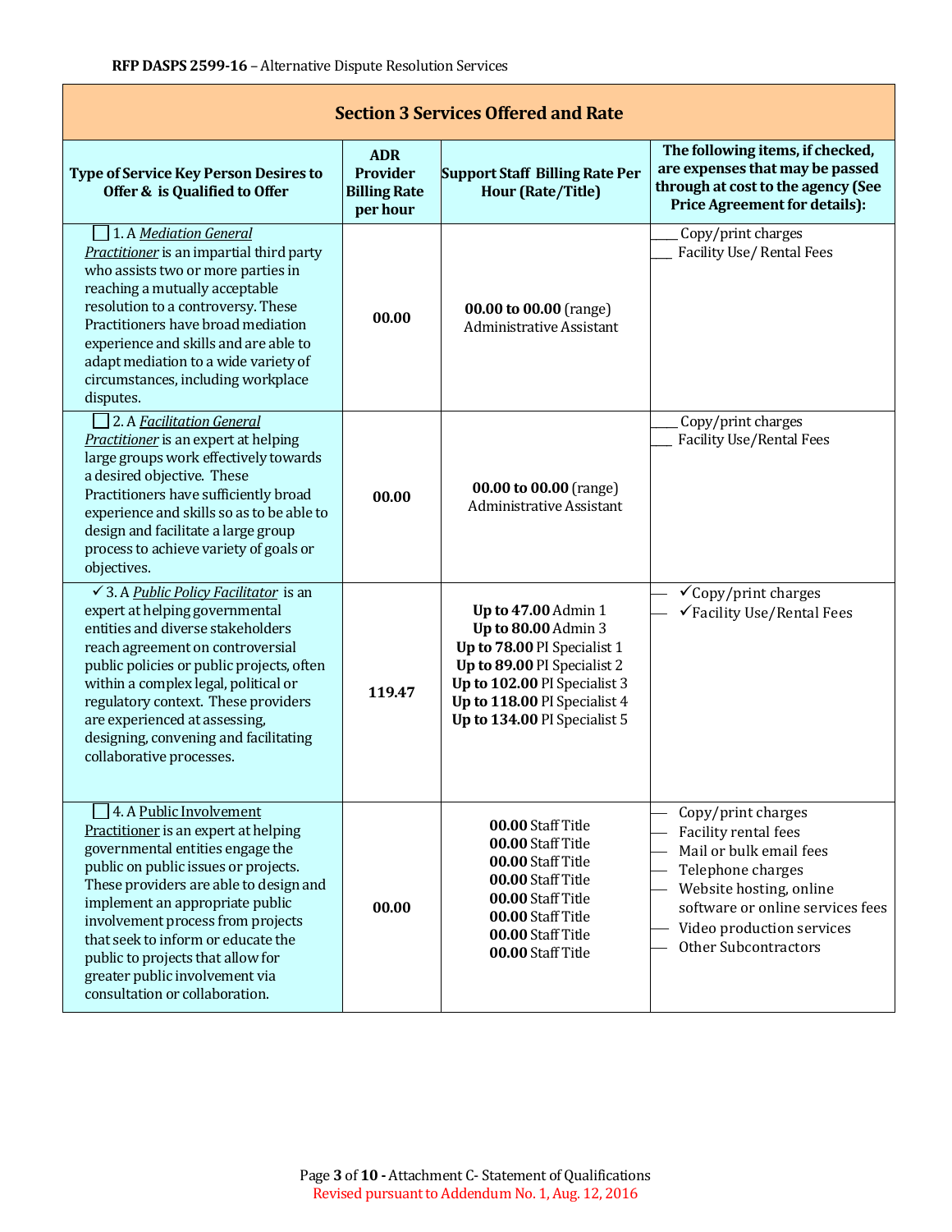RFP DASPS 2599-16 – Alternative Dispute Resolution Services

| Section 3 Services Offered and Rate | | | |
|---|---|---|---|
| **Type of Service Key Person Desires to Offer & is Qualified to Offer** | **ADR Provider Billing Rate per hour** | **Support Staff Billing Rate Per Hour (Rate/Title)** | **The following items, if checked, are expenses that may be passed through at cost to the agency (See Price Agreement for details):** |
| ☐ 1. A *Mediation General Practitioner* is an impartial third party who assists two or more parties in reaching a mutually acceptable resolution to a controversy. These Practitioners have broad mediation experience and skills and are able to adapt mediation to a wide variety of circumstances, including workplace disputes. | **00.00** | **00.00 to 00.00** (range) Administrative Assistant | ___ Copy/print charges<br>___ Facility Use/ Rental Fees |
| ☐ 2. A *Facilitation General Practitioner* is an expert at helping large groups work effectively towards a desired objective. These Practitioners have sufficiently broad experience and skills so as to be able to design and facilitate a large group process to achieve variety of goals or objectives. | **00.00** | **00.00 to 00.00** (range) Administrative Assistant | ___ Copy/print charges<br>___ Facility Use/Rental Fees |
| ✓ 3. A *Public Policy Facilitator* is an expert at helping governmental entities and diverse stakeholders reach agreement on controversial public policies or public projects, often within a complex legal, political or regulatory context. These providers are experienced at assessing, designing, convening and facilitating collaborative processes. | **119.47** | **Up to 47.00** Admin 1<br>**Up to 80.00** Admin 3<br>**Up to 78.00** PI Specialist 1<br>**Up to 89.00** PI Specialist 2<br>**Up to 102.00** PI Specialist 3<br>**Up to 118.00** PI Specialist 4<br>**Up to 134.00** PI Specialist 5 | ___ ✓Copy/print charges<br>___ ✓Facility Use/Rental Fees |
| ☐ 4. A Public Involvement Practitioner is an expert at helping governmental entities engage the public on public issues or projects. These providers are able to design and implement an appropriate public involvement process from projects that seek to inform or educate the public to projects that allow for greater public involvement via consultation or collaboration. | **00.00** | **00.00** Staff Title<br>**00.00** Staff Title<br>**00.00** Staff Title<br>**00.00** Staff Title<br>**00.00** Staff Title<br>**00.00** Staff Title<br>**00.00** Staff Title<br>**00.00** Staff Title | ___ Copy/print charges<br>___ Facility rental fees<br>___ Mail or bulk email fees<br>___ Telephone charges<br>___ Website hosting, online software or online services fees<br>___ Video production services<br>___ Other Subcontractors |

Attachment C- Statement of Qualifications

Revised pursuant to Addendum No. 1, Aug. 12, 2016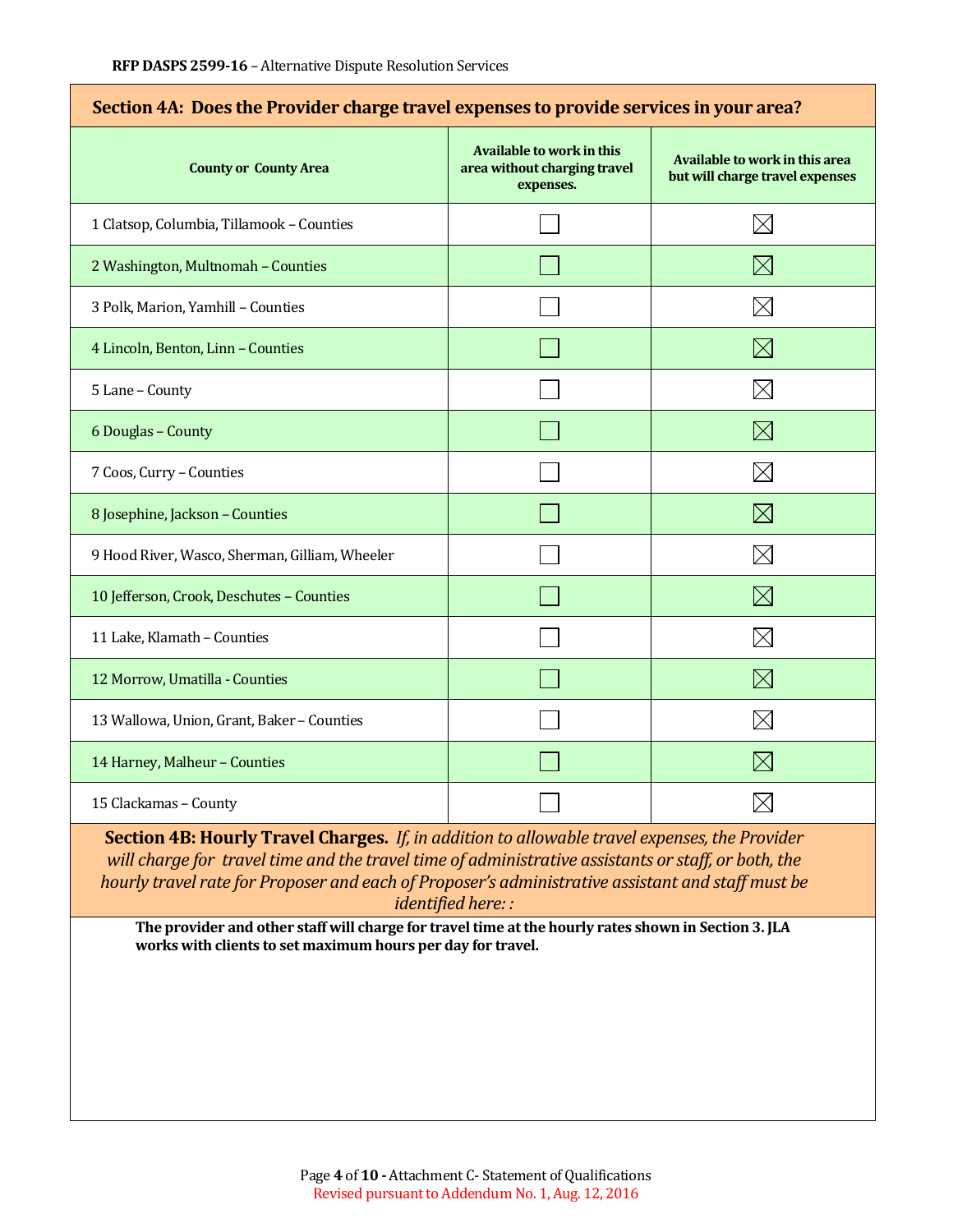## Section 4A: Does the Provider charge travel expenses to provide services in your area?

| County or County Area | Available to work in this area without charging travel expenses. | Available to work in this area but will charge travel expenses |
|---|---|---|
| 1 Clatsop, Columbia, Tillamook – Counties | ☐ | ☒ |
| 2 Washington, Multnomah – Counties | ☐ | ☒ |
| 3 Polk, Marion, Yamhill – Counties | ☐ | ☒ |
| 4 Lincoln, Benton, Linn – Counties | ☐ | ☒ |
| 5 Lane – County | ☐ | ☒ |
| 6 Douglas – County | ☐ | ☒ |
| 7 Coos, Curry – Counties | ☐ | ☒ |
| 8 Josephine, Jackson – Counties | ☐ | ☒ |
| 9 Hood River, Wasco, Sherman, Gilliam, Wheeler | ☐ | ☒ |
| 10 Jefferson, Crook, Deschutes – Counties | ☐ | ☒ |
| 11 Lake, Klamath – Counties | ☐ | ☒ |
| 12 Morrow, Umatilla - Counties | ☐ | ☒ |
| 13 Wallowa, Union, Grant, Baker – Counties | ☐ | ☒ |
| 14 Harney, Malheur – Counties | ☐ | ☒ |
| 15 Clackamas – County | ☐ | ☒ |

**Section 4B: Hourly Travel Charges.** *If, in addition to allowable travel expenses, the Provider will charge for travel time and the travel time of administrative assistants or staff, or both, the hourly travel rate for Proposer and each of Proposer's administrative assistant and staff must be identified here: :*

**The provider and other staff will charge for travel time at the hourly rates shown in Section 3. JLA works with clients to set maximum hours per day for travel.**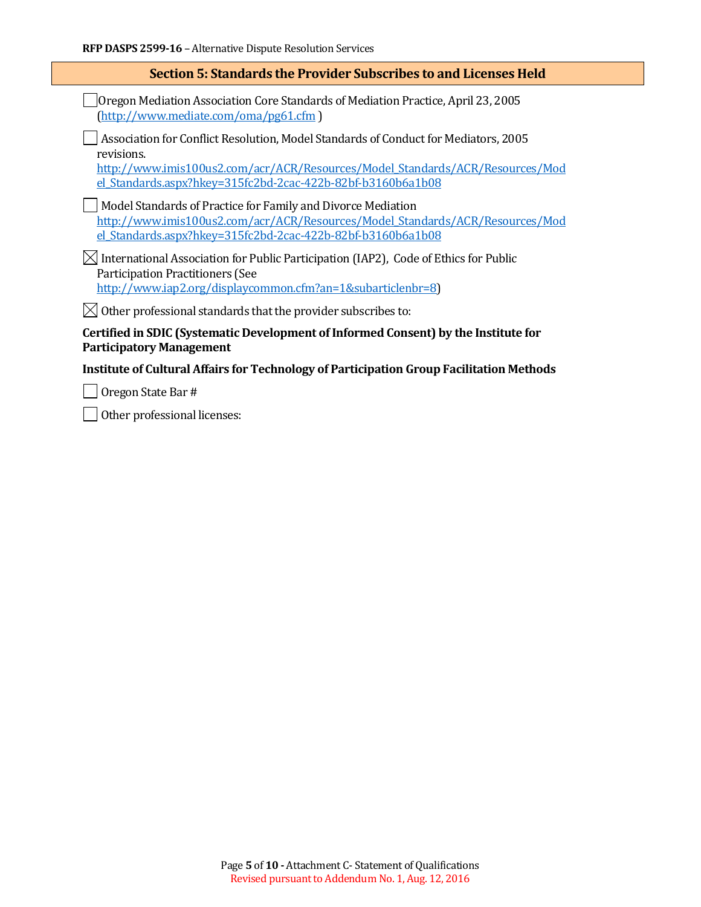## Section 5: Standards the Provider Subscribes to and Licenses Held

☐ Oregon Mediation Association Core Standards of Mediation Practice, April 23, 2005 (http://www.mediate.com/oma/pg61.cfm )

☐ Association for Conflict Resolution, Model Standards of Conduct for Mediators, 2005 revisions. http://www.imis100us2.com/acr/ACR/Resources/Model_Standards/ACR/Resources/Model_Standards.aspx?hkey=315fc2bd-2cac-422b-82bf-b3160b6a1b08

☐ Model Standards of Practice for Family and Divorce Mediation http://www.imis100us2.com/acr/ACR/Resources/Model_Standards/ACR/Resources/Model_Standards.aspx?hkey=315fc2bd-2cac-422b-82bf-b3160b6a1b08

☒ International Association for Public Participation (IAP2), Code of Ethics for Public Participation Practitioners (See http://www.iap2.org/displaycommon.cfm?an=1&subarticlenbr=8)

☒ Other professional standards that the provider subscribes to:

**Certified in SDIC (Systematic Development of Informed Consent) by the Institute for Participatory Management**

**Institute of Cultural Affairs for Technology of Participation Group Facilitation Methods**

☐ Oregon State Bar #

☐ Other professional licenses: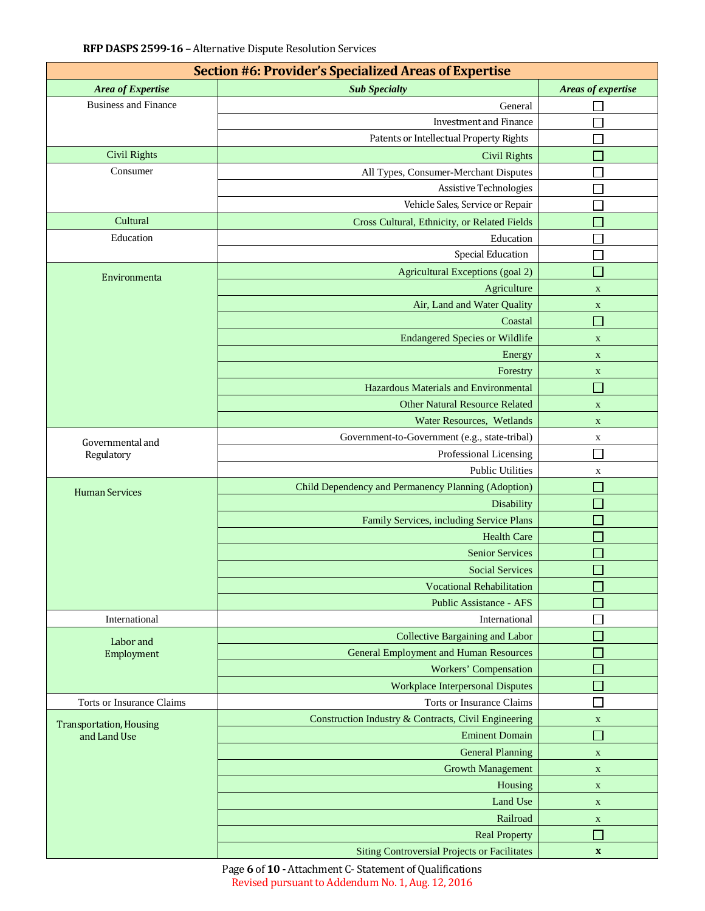| Section #6: Provider's Specialized Areas of Expertise | | |
|---|---|---|
| ***Area of Expertise*** | ***Sub Specialty*** | ***Areas of expertise*** |
| Business and Finance | General | ☐ |
| | Investment and Finance | ☐ |
| | Patents or Intellectual Property Rights | ☐ |
| Civil Rights | Civil Rights | ☐ |
| Consumer | All Types, Consumer-Merchant Disputes | ☐ |
| | Assistive Technologies | ☐ |
| | Vehicle Sales, Service or Repair | ☐ |
| Cultural | Cross Cultural, Ethnicity, or Related Fields | ☐ |
| Education | Education | ☐ |
| | Special Education | ☐ |
| Environmenta | Agricultural Exceptions (goal 2) | ☐ |
| | Agriculture | x |
| | Air, Land and Water Quality | x |
| | Coastal | ☐ |
| | Endangered Species or Wildlife | x |
| | Energy | x |
| | Forestry | x |
| | Hazardous Materials and Environmental | ☐ |
| | Other Natural Resource Related | x |
| | Water Resources, Wetlands | x |
| Governmental and Regulatory | Government-to-Government (e.g., state-tribal) | x |
| | Professional Licensing | ☐ |
| | Public Utilities | x |
| Human Services | Child Dependency and Permanency Planning (Adoption) | ☐ |
| | Disability | ☐ |
| | Family Services, including Service Plans | ☐ |
| | Health Care | ☐ |
| | Senior Services | ☐ |
| | Social Services | ☐ |
| | Vocational Rehabilitation | ☐ |
| | Public Assistance - AFS | ☐ |
| International | International | ☐ |
| Labor and Employment | Collective Bargaining and Labor | ☐ |
| | General Employment and Human Resources | ☐ |
| | Workers' Compensation | ☐ |
| | Workplace Interpersonal Disputes | ☐ |
| Torts or Insurance Claims | Torts or Insurance Claims | ☐ |
| Transportation, Housing and Land Use | Construction Industry & Contracts, Civil Engineering | x |
| | Eminent Domain | ☐ |
| | General Planning | x |
| | Growth Management | x |
| | Housing | x |
| | Land Use | x |
| | Railroad | x |
| | Real Property | ☐ |
| | Siting Controversial Projects or Facilitates | **x** |

Revised pursuant to Addendum No. 1, Aug. 12, 2016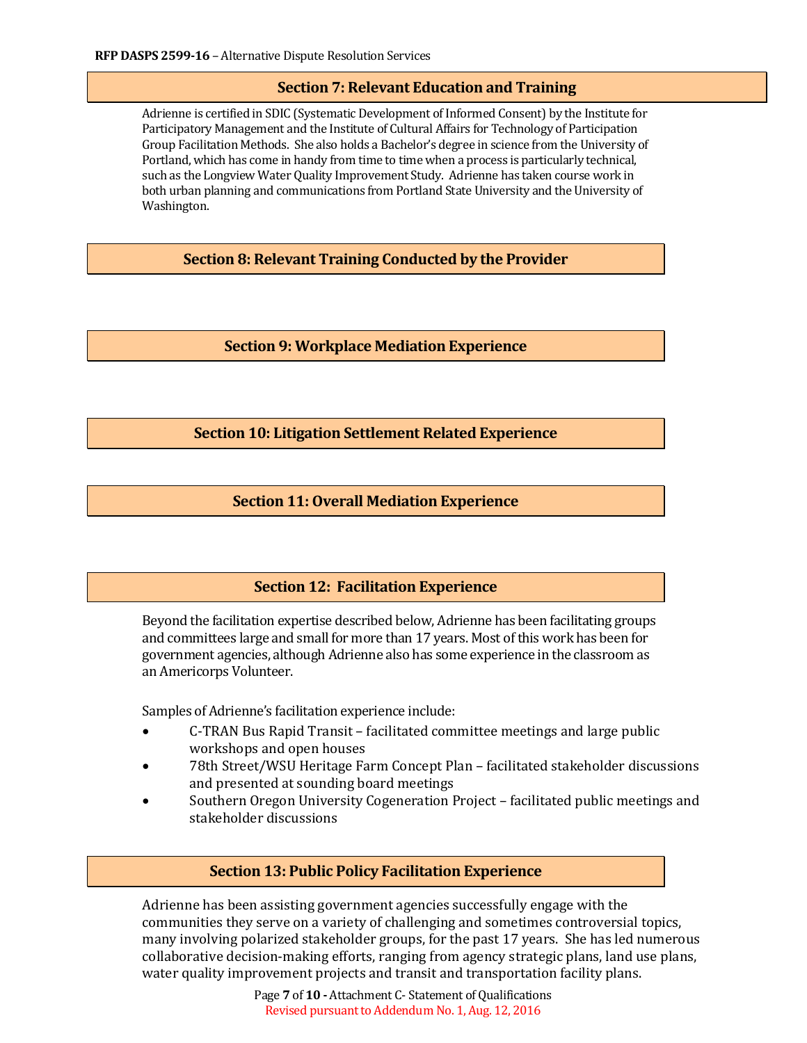## Section 7: Relevant Education and Training

Adrienne is certified in SDIC (Systematic Development of Informed Consent) by the Institute for Participatory Management and the Institute of Cultural Affairs for Technology of Participation Group Facilitation Methods. She also holds a Bachelor's degree in science from the University of Portland, which has come in handy from time to time when a process is particularly technical, such as the Longview Water Quality Improvement Study. Adrienne has taken course work in both urban planning and communications from Portland State University and the University of Washington.

## Section 8: Relevant Training Conducted by the Provider

## Section 9: Workplace Mediation Experience

## Section 10: Litigation Settlement Related Experience

## Section 11: Overall Mediation Experience

## Section 12: Facilitation Experience

Beyond the facilitation expertise described below, Adrienne has been facilitating groups and committees large and small for more than 17 years. Most of this work has been for government agencies, although Adrienne also has some experience in the classroom as an Americorps Volunteer.

Samples of Adrienne's facilitation experience include:

- C-TRAN Bus Rapid Transit – facilitated committee meetings and large public workshops and open houses
- 78th Street/WSU Heritage Farm Concept Plan – facilitated stakeholder discussions and presented at sounding board meetings
- Southern Oregon University Cogeneration Project – facilitated public meetings and stakeholder discussions

## Section 13: Public Policy Facilitation Experience

Adrienne has been assisting government agencies successfully engage with the communities they serve on a variety of challenging and sometimes controversial topics, many involving polarized stakeholder groups, for the past 17 years. She has led numerous collaborative decision-making efforts, ranging from agency strategic plans, land use plans, water quality improvement projects and transit and transportation facility plans.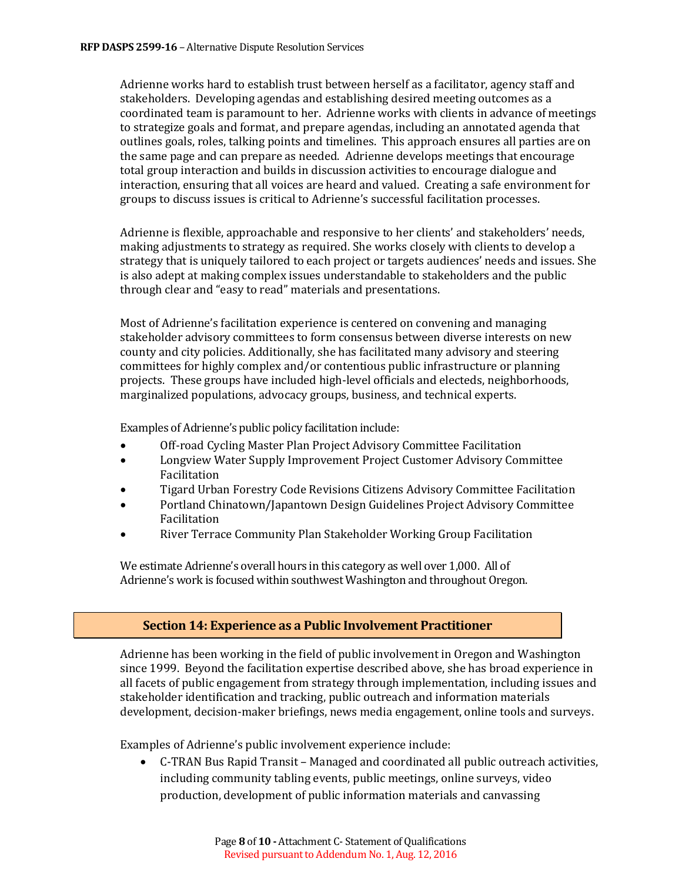Adrienne works hard to establish trust between herself as a facilitator, agency staff and stakeholders. Developing agendas and establishing desired meeting outcomes as a coordinated team is paramount to her. Adrienne works with clients in advance of meetings to strategize goals and format, and prepare agendas, including an annotated agenda that outlines goals, roles, talking points and timelines. This approach ensures all parties are on the same page and can prepare as needed. Adrienne develops meetings that encourage total group interaction and builds in discussion activities to encourage dialogue and interaction, ensuring that all voices are heard and valued. Creating a safe environment for groups to discuss issues is critical to Adrienne's successful facilitation processes.

Adrienne is flexible, approachable and responsive to her clients' and stakeholders' needs, making adjustments to strategy as required. She works closely with clients to develop a strategy that is uniquely tailored to each project or targets audiences' needs and issues. She is also adept at making complex issues understandable to stakeholders and the public through clear and "easy to read" materials and presentations.

Most of Adrienne's facilitation experience is centered on convening and managing stakeholder advisory committees to form consensus between diverse interests on new county and city policies. Additionally, she has facilitated many advisory and steering committees for highly complex and/or contentious public infrastructure or planning projects. These groups have included high-level officials and electeds, neighborhoods, marginalized populations, advocacy groups, business, and technical experts.

Examples of Adrienne's public policy facilitation include:

- Off-road Cycling Master Plan Project Advisory Committee Facilitation
- Longview Water Supply Improvement Project Customer Advisory Committee Facilitation
- Tigard Urban Forestry Code Revisions Citizens Advisory Committee Facilitation
- Portland Chinatown/Japantown Design Guidelines Project Advisory Committee Facilitation
- River Terrace Community Plan Stakeholder Working Group Facilitation

We estimate Adrienne's overall hours in this category as well over 1,000. All of Adrienne's work is focused within southwest Washington and throughout Oregon.

## Section 14: Experience as a Public Involvement Practitioner

Adrienne has been working in the field of public involvement in Oregon and Washington since 1999. Beyond the facilitation expertise described above, she has broad experience in all facets of public engagement from strategy through implementation, including issues and stakeholder identification and tracking, public outreach and information materials development, decision-maker briefings, news media engagement, online tools and surveys.

Examples of Adrienne's public involvement experience include:

- C-TRAN Bus Rapid Transit – Managed and coordinated all public outreach activities, including community tabling events, public meetings, online surveys, video production, development of public information materials and canvassing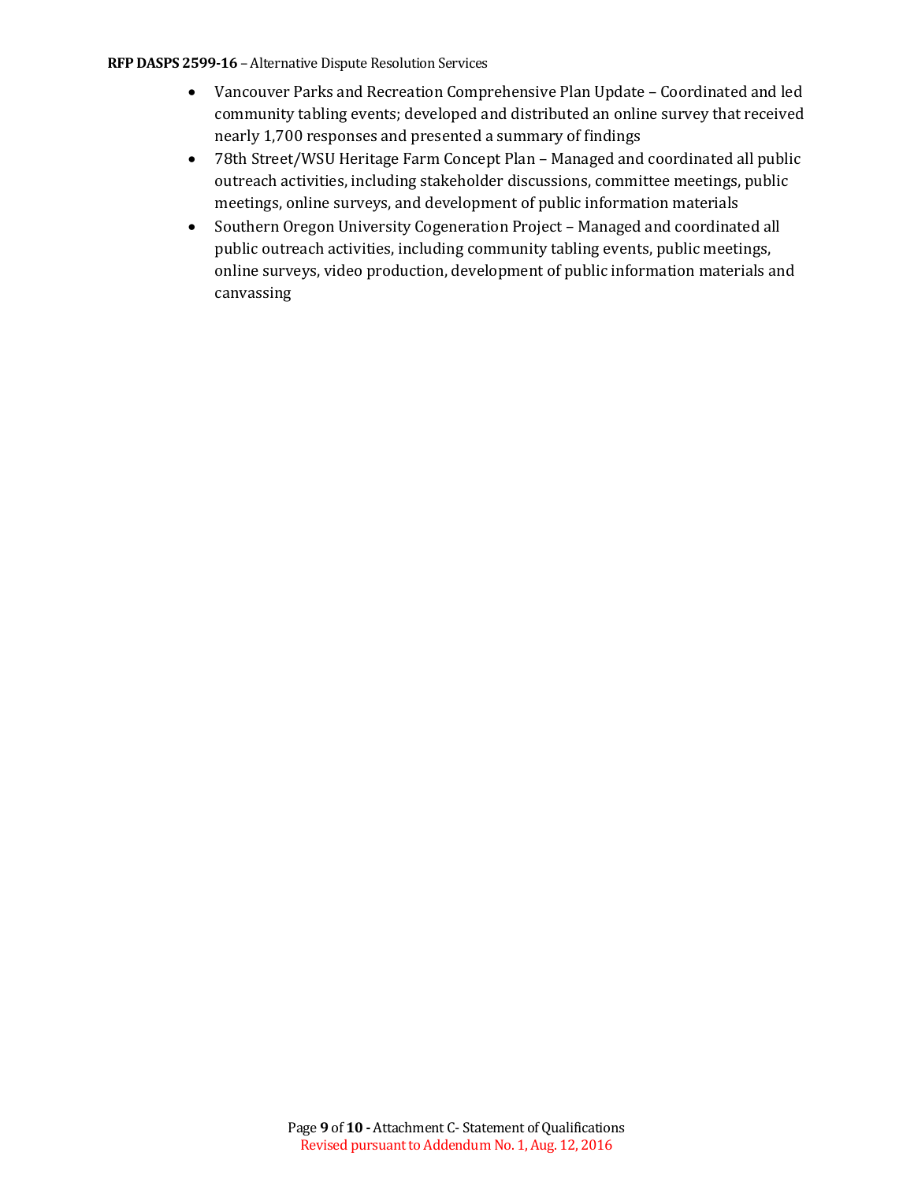- Vancouver Parks and Recreation Comprehensive Plan Update – Coordinated and led community tabling events; developed and distributed an online survey that received nearly 1,700 responses and presented a summary of findings
- 78th Street/WSU Heritage Farm Concept Plan – Managed and coordinated all public outreach activities, including stakeholder discussions, committee meetings, public meetings, online surveys, and development of public information materials
- Southern Oregon University Cogeneration Project – Managed and coordinated all public outreach activities, including community tabling events, public meetings, online surveys, video production, development of public information materials and canvassing